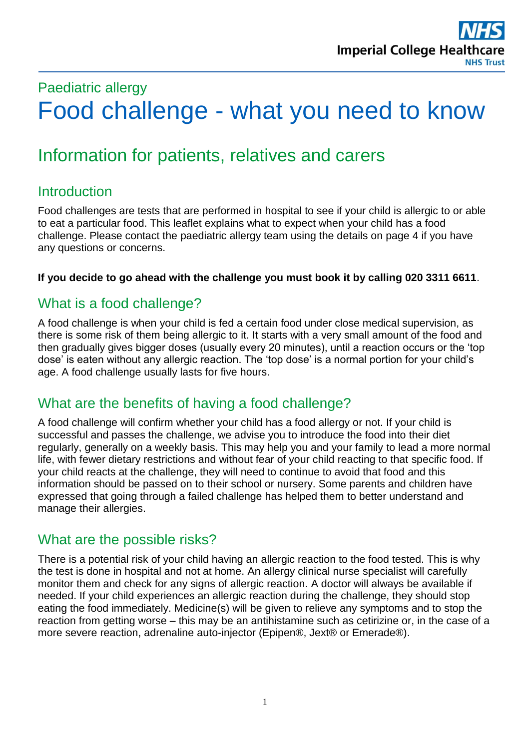Paediatric allergy

# Food challenge - what you need to know

## Information for patients, relatives and carers

### Introduction

Food challenges are tests that are performed in hospital to see if your child is allergic to or able to eat a particular food. This leaflet explains what to expect when your child has a food challenge. Please contact the paediatric allergy team using the details on page 4 if you have any questions or concerns.

**If you decide to go ahead with the challenge you must book it by calling 020 3311 6611**.

### What is a food challenge?

A food challenge is when your child is fed a certain food under close medical supervision, as there is some risk of them being allergic to it. It starts with a very small amount of the food and then gradually gives bigger doses (usually every 20 minutes), until a reaction occurs or the 'top dose' is eaten without any allergic reaction. The 'top dose' is a normal portion for your child's age. A food challenge usually lasts for five hours.

### What are the benefits of having a food challenge?

A food challenge will confirm whether your child has a food allergy or not. If your child is successful and passes the challenge, we advise you to introduce the food into their diet regularly, generally on a weekly basis. This may help you and your family to lead a more normal life, with fewer dietary restrictions and without fear of your child reacting to that specific food. If your child reacts at the challenge, they will need to continue to avoid that food and this information should be passed on to their school or nursery. Some parents and children have expressed that going through a failed challenge has helped them to better understand and manage their allergies.

### What are the possible risks?

There is a potential risk of your child having an allergic reaction to the food tested. This is why the test is done in hospital and not at home. An allergy clinical nurse specialist will carefully monitor them and check for any signs of allergic reaction. A doctor will always be available if needed. If your child experiences an allergic reaction during the challenge, they should stop eating the food immediately. Medicine(s) will be given to relieve any symptoms and to stop the reaction from getting worse – this may be an antihistamine such as cetirizine or, in the case of a more severe reaction, adrenaline auto-injector (Epipen®, Jext® or Emerade®).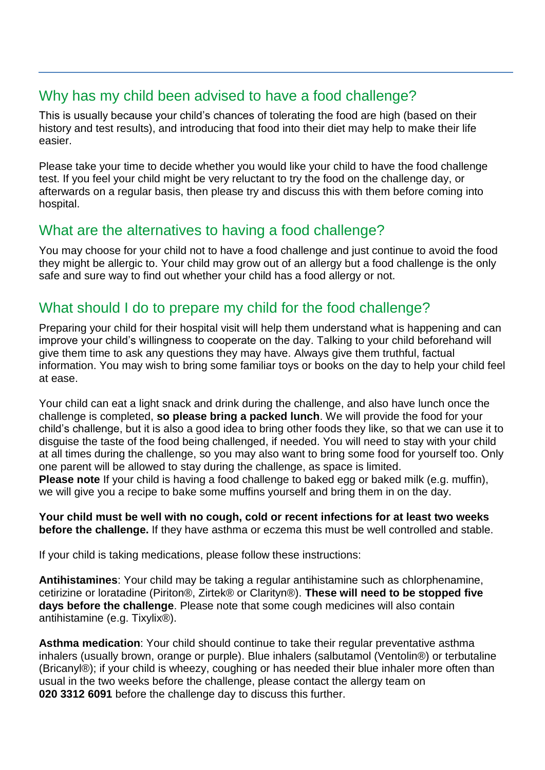## Why has my child been advised to have a food challenge?

This is usually because your child's chances of tolerating the food are high (based on their history and test results), and introducing that food into their diet may help to make their life easier.

Please take your time to decide whether you would like your child to have the food challenge test. If you feel your child might be very reluctant to try the food on the challenge day, or afterwards on a regular basis, then please try and discuss this with them before coming into hospital.

## What are the alternatives to having a food challenge?

You may choose for your child not to have a food challenge and just continue to avoid the food they might be allergic to. Your child may grow out of an allergy but a food challenge is the only safe and sure way to find out whether your child has a food allergy or not.

## What should I do to prepare my child for the food challenge?

Preparing your child for their hospital visit will help them understand what is happening and can improve your child's willingness to cooperate on the day. Talking to your child beforehand will give them time to ask any questions they may have. Always give them truthful, factual information. You may wish to bring some familiar toys or books on the day to help your child feel at ease.

Your child can eat a light snack and drink during the challenge, and also have lunch once the challenge is completed, **so please bring a packed lunch**. We will provide the food for your child's challenge, but it is also a good idea to bring other foods they like, so that we can use it to disguise the taste of the food being challenged, if needed. You will need to stay with your child at all times during the challenge, so you may also want to bring some food for yourself too. Only one parent will be allowed to stay during the challenge, as space is limited.
**Please note** If your child is having a food challenge to baked egg or baked milk (e.g. muffin), we will give you a recipe to bake some muffins yourself and bring them in on the day.

**Your child must be well with no cough, cold or recent infections for at least two weeks before the challenge.** If they have asthma or eczema this must be well controlled and stable.

If your child is taking medications, please follow these instructions:

**Antihistamines**: Your child may be taking a regular antihistamine such as chlorphenamine, cetirizine or loratadine (Piriton®, Zirtek® or Clarityn®). **These will need to be stopped five days before the challenge**. Please note that some cough medicines will also contain antihistamine (e.g. Tixylix®).

**Asthma medication**: Your child should continue to take their regular preventative asthma inhalers (usually brown, orange or purple). Blue inhalers (salbutamol (Ventolin®) or terbutaline (Bricanyl®); if your child is wheezy, coughing or has needed their blue inhaler more often than usual in the two weeks before the challenge, please contact the allergy team on **020 3312 6091** before the challenge day to discuss this further.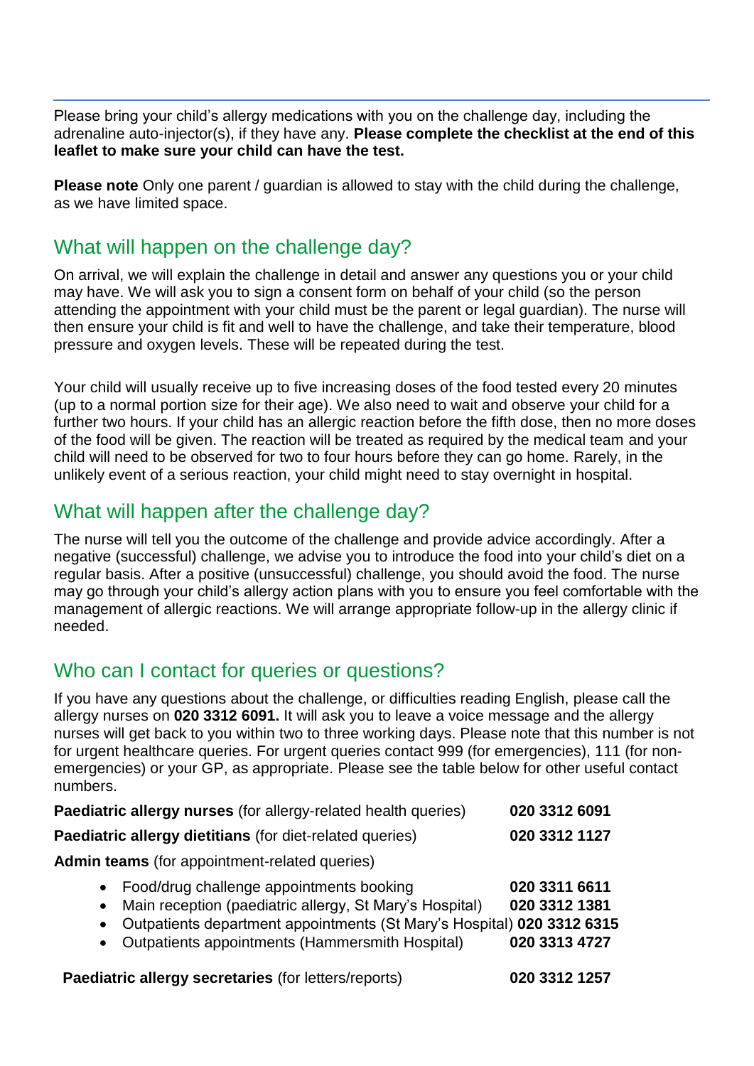Please bring your child's allergy medications with you on the challenge day, including the adrenaline auto-injector(s), if they have any. **Please complete the checklist at the end of this leaflet to make sure your child can have the test.**

**Please note** Only one parent / guardian is allowed to stay with the child during the challenge, as we have limited space.

## What will happen on the challenge day?

On arrival, we will explain the challenge in detail and answer any questions you or your child may have. We will ask you to sign a consent form on behalf of your child (so the person attending the appointment with your child must be the parent or legal guardian). The nurse will then ensure your child is fit and well to have the challenge, and take their temperature, blood pressure and oxygen levels. These will be repeated during the test.

Your child will usually receive up to five increasing doses of the food tested every 20 minutes (up to a normal portion size for their age). We also need to wait and observe your child for a further two hours. If your child has an allergic reaction before the fifth dose, then no more doses of the food will be given. The reaction will be treated as required by the medical team and your child will need to be observed for two to four hours before they can go home. Rarely, in the unlikely event of a serious reaction, your child might need to stay overnight in hospital.

## What will happen after the challenge day?

The nurse will tell you the outcome of the challenge and provide advice accordingly. After a negative (successful) challenge, we advise you to introduce the food into your child's diet on a regular basis. After a positive (unsuccessful) challenge, you should avoid the food. The nurse may go through your child's allergy action plans with you to ensure you feel comfortable with the management of allergic reactions. We will arrange appropriate follow-up in the allergy clinic if needed.

## Who can I contact for queries or questions?

If you have any questions about the challenge, or difficulties reading English, please call the allergy nurses on **020 3312 6091.** It will ask you to leave a voice message and the allergy nurses will get back to you within two to three working days. Please note that this number is not for urgent healthcare queries. For urgent queries contact 999 (for emergencies), 111 (for non-emergencies) or your GP, as appropriate. Please see the table below for other useful contact numbers.

**Paediatric allergy nurses** (for allergy-related health queries) **020 3312 6091**

**Paediatric allergy dietitians** (for diet-related queries) **020 3312 1127**

**Admin teams** (for appointment-related queries)

- Food/drug challenge appointments booking **020 3311 6611**
- Main reception (paediatric allergy, St Mary's Hospital) **020 3312 1381**
- Outpatients department appointments (St Mary's Hospital) **020 3312 6315**
- Outpatients appointments (Hammersmith Hospital) **020 3313 4727**

**Paediatric allergy secretaries** (for letters/reports) **020 3312 1257**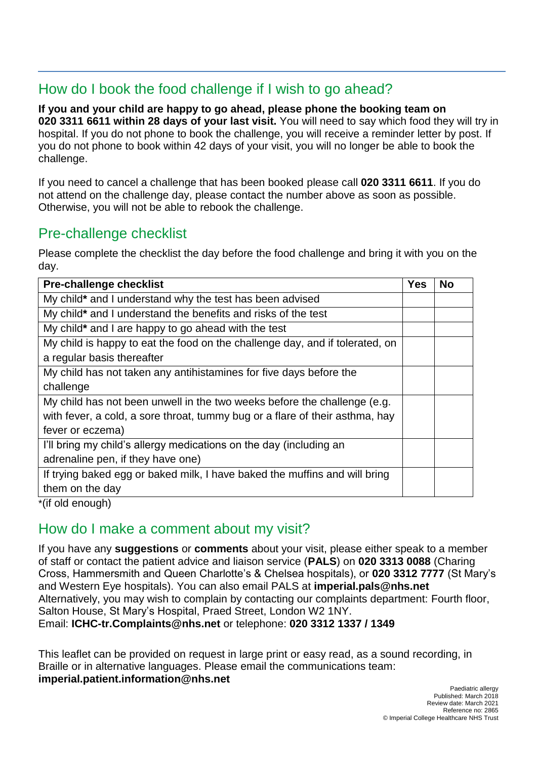## How do I book the food challenge if I wish to go ahead?

**If you and your child are happy to go ahead, please phone the booking team on 020 3311 6611 within 28 days of your last visit.** You will need to say which food they will try in hospital. If you do not phone to book the challenge, you will receive a reminder letter by post. If you do not phone to book within 42 days of your visit, you will no longer be able to book the challenge.

If you need to cancel a challenge that has been booked please call **020 3311 6611**. If you do not attend on the challenge day, please contact the number above as soon as possible. Otherwise, you will not be able to rebook the challenge.

## Pre-challenge checklist

Please complete the checklist the day before the food challenge and bring it with you on the day.

| Pre-challenge checklist | Yes | No |
|---|---|---|
| My child* and I understand why the test has been advised | | |
| My child* and I understand the benefits and risks of the test | | |
| My child* and I are happy to go ahead with the test | | |
| My child is happy to eat the food on the challenge day, and if tolerated, on a regular basis thereafter | | |
| My child has not taken any antihistamines for five days before the challenge | | |
| My child has not been unwell in the two weeks before the challenge (e.g. with fever, a cold, a sore throat, tummy bug or a flare of their asthma, hay fever or eczema) | | |
| I'll bring my child's allergy medications on the day (including an adrenaline pen, if they have one) | | |
| If trying baked egg or baked milk, I have baked the muffins and will bring them on the day | | |

*(if old enough)

## How do I make a comment about my visit?

If you have any **suggestions** or **comments** about your visit, please either speak to a member of staff or contact the patient advice and liaison service (**PALS**) on **020 3313 0088** (Charing Cross, Hammersmith and Queen Charlotte's & Chelsea hospitals), or **020 3312 7777** (St Mary's and Western Eye hospitals). You can also email PALS at **imperial.pals@nhs.net**
Alternatively, you may wish to complain by contacting our complaints department: Fourth floor, Salton House, St Mary's Hospital, Praed Street, London W2 1NY.
Email: **ICHC-tr.Complaints@nhs.net** or telephone: **020 3312 1337 / 1349**

This leaflet can be provided on request in large print or easy read, as a sound recording, in Braille or in alternative languages. Please email the communications team: **imperial.patient.information@nhs.net**

Paediatric allergy
Published: March 2018
Review date: March 2021
Reference no: 2865
© Imperial College Healthcare NHS Trust